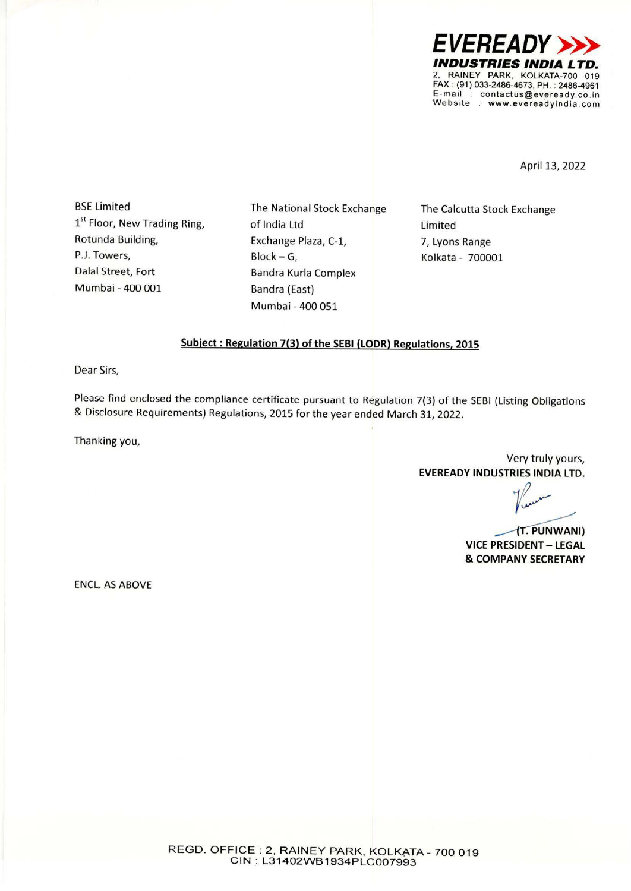**EVEREADY**
***INDUSTRIES INDIA LTD.***
2, RAINEY PARK, KOLKATA-700 019
FAX : (91) 033-2486-4673, PH. : 2486-4961
E-mail : contactus@eveready.co.in
Website : www.evereadyindia.com

April 13, 2022

BSE Limited
1st Floor, New Trading Ring,
Rotunda Building,
P.J. Towers,
Dalal Street, Fort
Mumbai - 400 001

The National Stock Exchange
of India Ltd
Exchange Plaza, C-1,
Block – G,
Bandra Kurla Complex
Bandra (East)
Mumbai - 400 051

The Calcutta Stock Exchange
Limited
7, Lyons Range
Kolkata - 700001

**Subject : Regulation 7(3) of the SEBI (LODR) Regulations, 2015**

Dear Sirs,

Please find enclosed the compliance certificate pursuant to Regulation 7(3) of the SEBI (Listing Obligations & Disclosure Requirements) Regulations, 2015 for the year ended March 31, 2022.

Thanking you,

Very truly yours,
**EVEREADY INDUSTRIES INDIA LTD.**

**(T. PUNWANI)**
**VICE PRESIDENT – LEGAL**
**& COMPANY SECRETARY**

ENCL. AS ABOVE

REGD. OFFICE : 2, RAINEY PARK, KOLKATA - 700 019
CIN : L31402WB1934PLC007993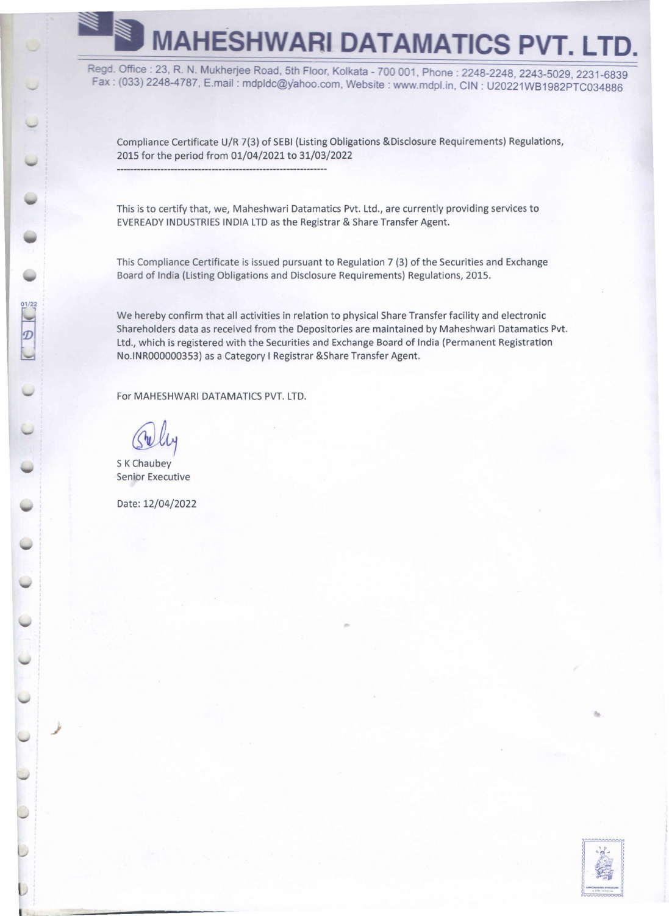# MAHESHWARI DATAMATICS PVT. LTD.

Regd. Office : 23, R. N. Mukherjee Road, 5th Floor, Kolkata - 700 001, Phone : 2248-2248, 2243-5029, 2231-6839
Fax : (033) 2248-4787, E.mail : mdpldc@yahoo.com, Website : www.mdpl.in, CIN : U20221WB1982PTC034886

Compliance Certificate U/R 7(3) of SEBI (Listing Obligations &Disclosure Requirements) Regulations, 2015 for the period from 01/04/2021 to 31/03/2022

---

This is to certify that, we, Maheshwari Datamatics Pvt. Ltd., are currently providing services to EVEREADY INDUSTRIES INDIA LTD as the Registrar & Share Transfer Agent.

This Compliance Certificate is issued pursuant to Regulation 7 (3) of the Securities and Exchange Board of India (Listing Obligations and Disclosure Requirements) Regulations, 2015.

We hereby confirm that all activities in relation to physical Share Transfer facility and electronic Shareholders data as received from the Depositories are maintained by Maheshwari Datamatics Pvt. Ltd., which is registered with the Securities and Exchange Board of India (Permanent Registration No.INR000000353) as a Category I Registrar &Share Transfer Agent.

For MAHESHWARI DATAMATICS PVT. LTD.

S K Chaubey
Senior Executive

Date: 12/04/2022